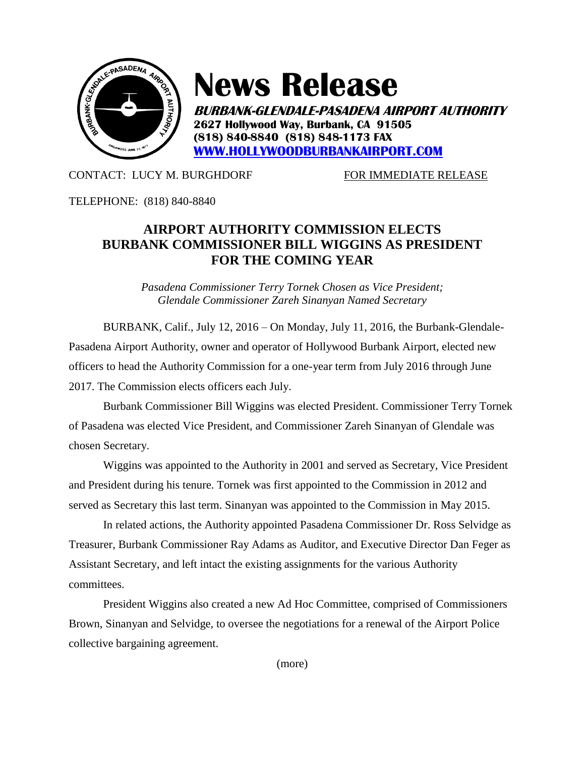# News Release

**BURBANK-GLENDALE-PASADENA AIRPORT AUTHORITY**
**2627 Hollywood Way, Burbank, CA 91505**
**(818) 840-8840 (818) 848-1173 FAX**
**WWW.HOLLYWOODBURBANKAIRPORT.COM**

CONTACT: LUCY M. BURGHDORF FOR IMMEDIATE RELEASE

TELEPHONE: (818) 840-8840

## AIRPORT AUTHORITY COMMISSION ELECTS BURBANK COMMISSIONER BILL WIGGINS AS PRESIDENT FOR THE COMING YEAR

*Pasadena Commissioner Terry Tornek Chosen as Vice President;*
*Glendale Commissioner Zareh Sinanyan Named Secretary*

BURBANK, Calif., July 12, 2016 – On Monday, July 11, 2016, the Burbank-Glendale-Pasadena Airport Authority, owner and operator of Hollywood Burbank Airport, elected new officers to head the Authority Commission for a one-year term from July 2016 through June 2017. The Commission elects officers each July.

Burbank Commissioner Bill Wiggins was elected President. Commissioner Terry Tornek of Pasadena was elected Vice President, and Commissioner Zareh Sinanyan of Glendale was chosen Secretary.

Wiggins was appointed to the Authority in 2001 and served as Secretary, Vice President and President during his tenure. Tornek was first appointed to the Commission in 2012 and served as Secretary this last term. Sinanyan was appointed to the Commission in May 2015.

In related actions, the Authority appointed Pasadena Commissioner Dr. Ross Selvidge as Treasurer, Burbank Commissioner Ray Adams as Auditor, and Executive Director Dan Feger as Assistant Secretary, and left intact the existing assignments for the various Authority committees.

President Wiggins also created a new Ad Hoc Committee, comprised of Commissioners Brown, Sinanyan and Selvidge, to oversee the negotiations for a renewal of the Airport Police collective bargaining agreement.

(more)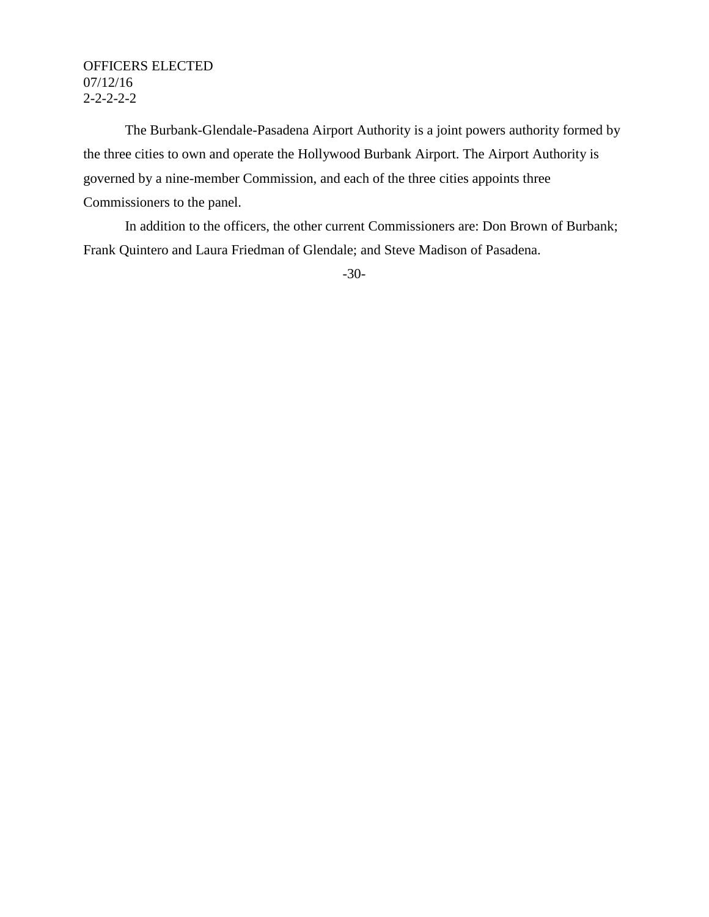The Burbank-Glendale-Pasadena Airport Authority is a joint powers authority formed by the three cities to own and operate the Hollywood Burbank Airport. The Airport Authority is governed by a nine-member Commission, and each of the three cities appoints three Commissioners to the panel.

In addition to the officers, the other current Commissioners are: Don Brown of Burbank; Frank Quintero and Laura Friedman of Glendale; and Steve Madison of Pasadena.

-30-